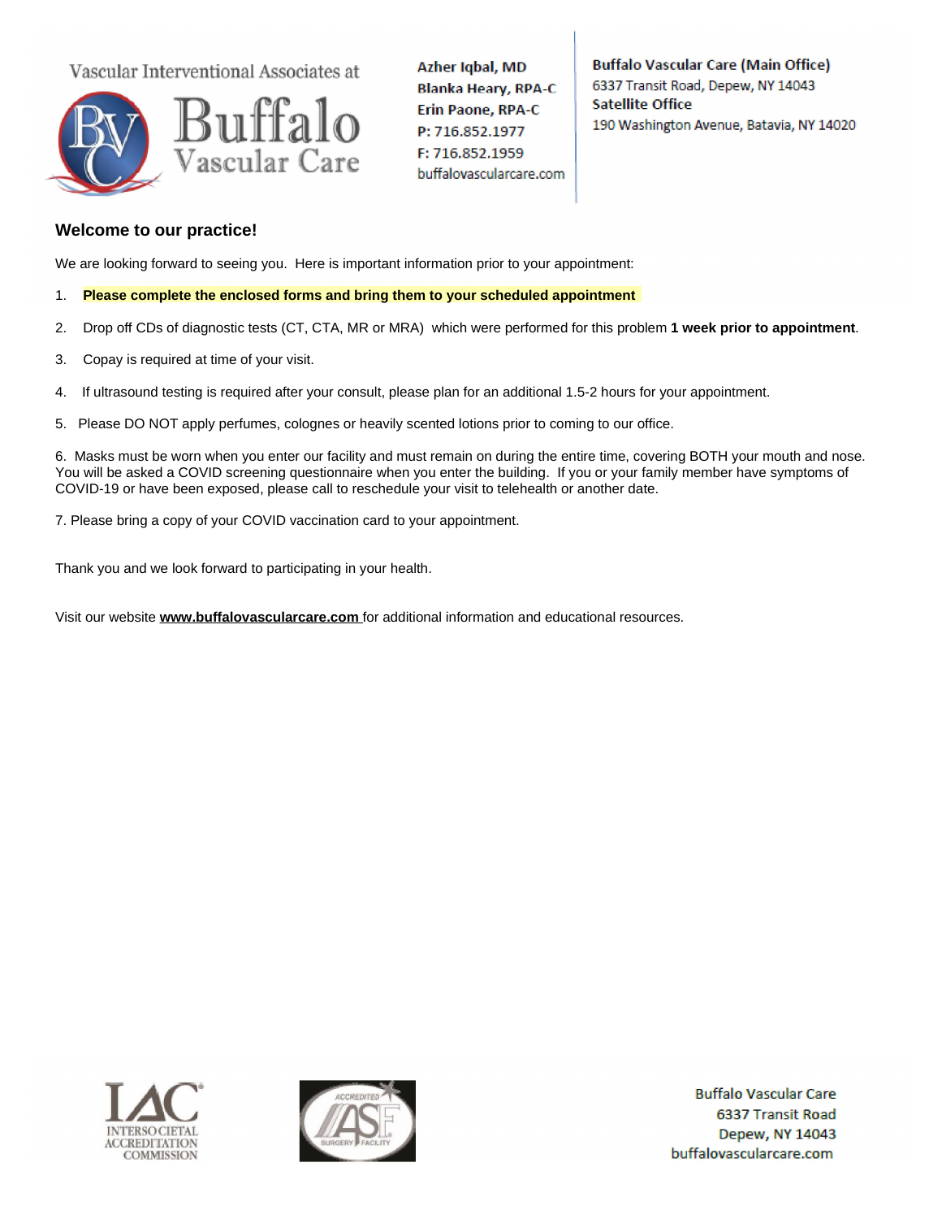Vascular Interventional Associates at

**Buffalo Vascular Care**

**Azher Iqbal, MD**
**Blanka Heary, RPA-C**
**Erin Paone, RPA-C**
**P: 716.852.1977**
**F: 716.852.1959**
buffalovascularcare.com

**Buffalo Vascular Care (Main Office)**
6337 Transit Road, Depew, NY 14043
**Satellite Office**
190 Washington Avenue, Batavia, NY 14020

## Welcome to our practice!

We are looking forward to seeing you. Here is important information prior to your appointment:

1. **Please complete the enclosed forms and bring them to your scheduled appointment**

2. Drop off CDs of diagnostic tests (CT, CTA, MR or MRA) which were performed for this problem **1 week prior to appointment**.

3. Copay is required at time of your visit.

4. If ultrasound testing is required after your consult, please plan for an additional 1.5-2 hours for your appointment.

5. Please DO NOT apply perfumes, colognes or heavily scented lotions prior to coming to our office.

6. Masks must be worn when you enter our facility and must remain on during the entire time, covering BOTH your mouth and nose. You will be asked a COVID screening questionnaire when you enter the building. If you or your family member have symptoms of COVID-19 or have been exposed, please call to reschedule your visit to telehealth or another date.

7. Please bring a copy of your COVID vaccination card to your appointment.

Thank you and we look forward to participating in your health.

Visit our website **www.buffalovascularcare.com** for additional information and educational resources.

IAC INTERSOCIETAL ACCREDITATION COMMISSION

ACCREDITED AASF SURGERY FACILITY

Buffalo Vascular Care
6337 Transit Road
Depew, NY 14043
buffalovascularcare.com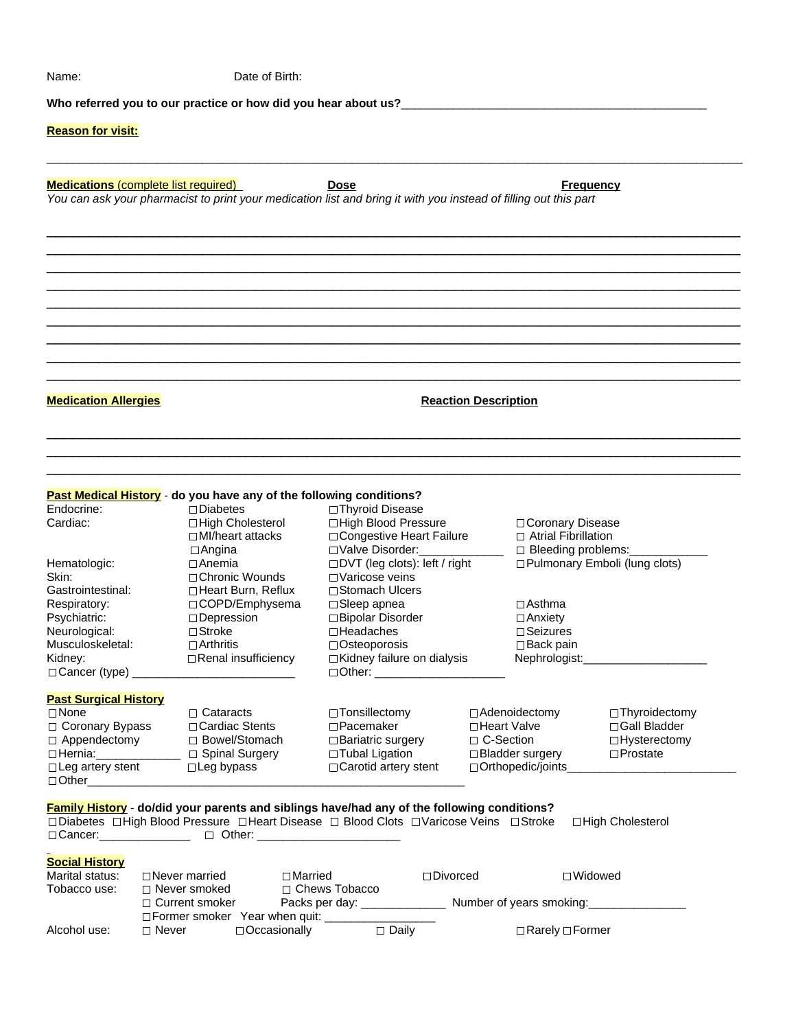Name: Date of Birth:

**Who referred you to our practice or how did you hear about us?**_______________________________________________

**Reason for visit:**

______________________________________________________________________________________________

**Medications** (complete list required) **Dose** **Frequency**

*You can ask your pharmacist to print your medication list and bring it with you instead of filling out this part*

______________________________________________________________________________________________
______________________________________________________________________________________________
______________________________________________________________________________________________
______________________________________________________________________________________________
______________________________________________________________________________________________
______________________________________________________________________________________________
______________________________________________________________________________________________
______________________________________________________________________________________________
______________________________________________________________________________________________

**Medication Allergies** **Reaction Description**

______________________________________________________________________________________________
______________________________________________________________________________________________
______________________________________________________________________________________________

**Past Medical History** - **do you have any of the following conditions?**

| | | | |
|---|---|---|---|
| Endocrine: | □ Diabetes | □ Thyroid Disease | |
| Cardiac: | □ High Cholesterol | □ High Blood Pressure | □ Coronary Disease |
| | □ MI/heart attacks | □ Congestive Heart Failure | □ Atrial Fibrillation |
| | □ Angina | □ Valve Disorder:_____________ | □ Bleeding problems:____________ |
| Hematologic: | □ Anemia | □ DVT (leg clots): left / right | □ Pulmonary Emboli (lung clots) |
| Skin: | □ Chronic Wounds | □ Varicose veins | |
| Gastrointestinal: | □ Heart Burn, Reflux | □ Stomach Ulcers | |
| Respiratory: | □ COPD/Emphysema | □ Sleep apnea | □ Asthma |
| Psychiatric: | □ Depression | □ Bipolar Disorder | □ Anxiety |
| Neurological: | □ Stroke | □ Headaches | □ Seizures |
| Musculoskeletal: | □ Arthritis | □ Osteoporosis | □ Back pain |
| Kidney: | □ Renal insufficiency | □ Kidney failure on dialysis | Nephrologist:___________________ |
| □ Cancer (type) _________________________ | | □ Other: ____________________ | |

**Past Surgical History**

| | | | | |
|---|---|---|---|---|
| □ None | □ Cataracts | □ Tonsillectomy | □ Adenoidectomy | □ Thyroidectomy |
| □ Coronary Bypass | □ Cardiac Stents | □ Pacemaker | □ Heart Valve | □ Gall Bladder |
| □ Appendectomy | □ Bowel/Stomach | □ Bariatric surgery | □ C-Section | □ Hysterectomy |
| □ Hernia:_____________ | □ Spinal Surgery | □ Tubal Ligation | □ Bladder surgery | □ Prostate |
| □ Leg artery stent | □ Leg bypass | □ Carotid artery stent | □ Orthopedic/joints__________________________ | |
| □ Other__________________________________________________________ | | | | |

**Family History** - **do/did your parents and siblings have/had any of the following conditions?**

□ Diabetes □ High Blood Pressure □ Heart Disease □ Blood Clots □ Varicose Veins □ Stroke □ High Cholesterol

□ Cancer:______________ □ Other: ______________________

**Social History**

| | | | | |
|---|---|---|---|---|
| Marital status: | □ Never married | □ Married | □ Divorced | □ Widowed |
| Tobacco use: | □ Never smoked | □ Chews Tobacco | | |
| | □ Current smoker | Packs per day: _____________ | Number of years smoking:_______________ | |
| | □ Former smoker Year when quit: _________________ | | | |
| Alcohol use: | □ Never | □ Occasionally | □ Daily | □ Rarely □ Former |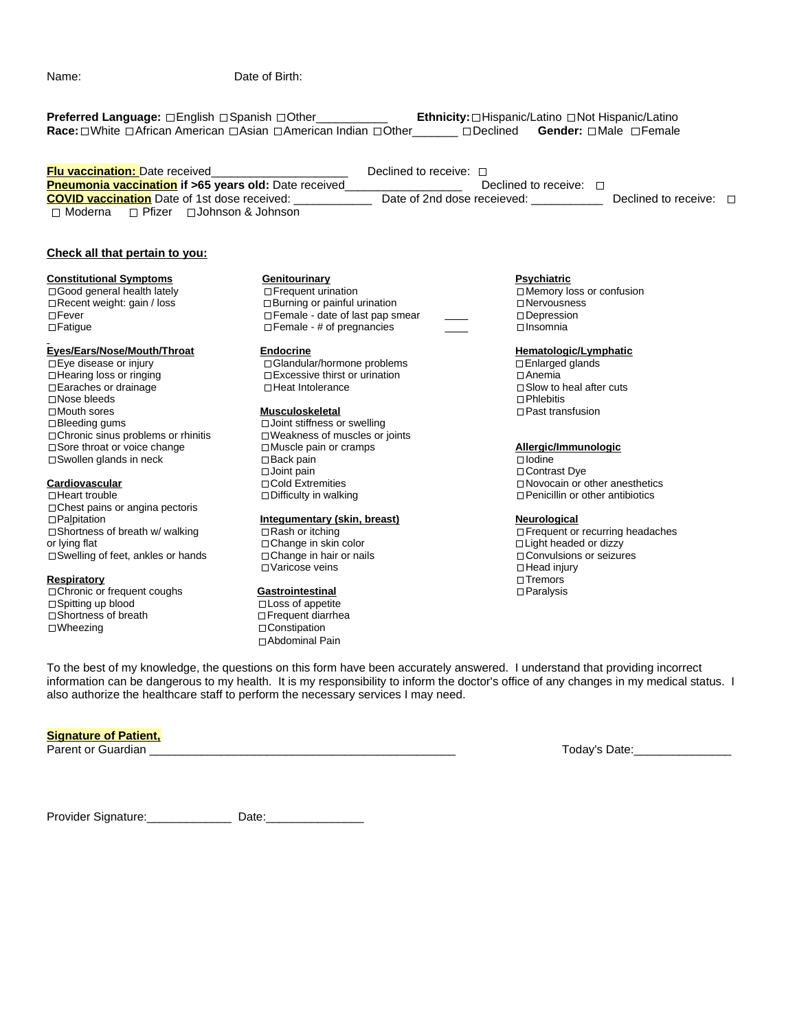Name: Date of Birth:

**Preferred Language:** ☐English ☐Spanish ☐Other___________ **Ethnicity:** ☐Hispanic/Latino ☐Not Hispanic/Latino
**Race:** ☐White ☐African American ☐Asian ☐American Indian ☐Other_______ ☐Declined **Gender:** ☐Male ☐Female

**Flu vaccination:** Date received_____________________ Declined to receive: ☐
**Pneumonia vaccination if >65 years old:** Date received__________________ Declined to receive: ☐
**COVID vaccination** Date of 1st dose received: ____________ Date of 2nd dose receieved: ___________ Declined to receive: ☐
☐ Moderna ☐ Pfizer ☐Johnson & Johnson

**Check all that pertain to you:**

**Constitutional Symptoms**
- ☐Good general health lately
- ☐Recent weight: gain / loss
- ☐Fever
- ☐Fatigue

**Eyes/Ears/Nose/Mouth/Throat**
- ☐Eye disease or injury
- ☐Hearing loss or ringing
- ☐Earaches or drainage
- ☐Nose bleeds
- ☐Mouth sores
- ☐Bleeding gums
- ☐Chronic sinus problems or rhinitis
- ☐Sore throat or voice change
- ☐Swollen glands in neck

**Cardiovascular**
- ☐Heart trouble
- ☐Chest pains or angina pectoris
- ☐Palpitation
- ☐Shortness of breath w/ walking or lying flat
- ☐Swelling of feet, ankles or hands

**Respiratory**
- ☐Chronic or frequent coughs
- ☐Spitting up blood
- ☐Shortness of breath
- ☐Wheezing

**Genitourinary**
- ☐Frequent urination
- ☐Burning or painful urination
- ☐Female - date of last pap smear ____
- ☐Female - # of pregnancies ____

**Endocrine**
- ☐Glandular/hormone problems
- ☐Excessive thirst or urination
- ☐Heat Intolerance

**Musculoskeletal**
- ☐Joint stiffness or swelling
- ☐Weakness of muscles or joints
- ☐Muscle pain or cramps
- ☐Back pain
- ☐Joint pain
- ☐Cold Extremities
- ☐Difficulty in walking

**Integumentary (skin, breast)**
- ☐Rash or itching
- ☐Change in skin color
- ☐Change in hair or nails
- ☐Varicose veins

**Gastrointestinal**
- ☐Loss of appetite
- ☐Frequent diarrhea
- ☐Constipation
- ☐Abdominal Pain

**Psychiatric**
- ☐Memory loss or confusion
- ☐Nervousness
- ☐Depression
- ☐Insomnia

**Hematologic/Lymphatic**
- ☐Enlarged glands
- ☐Anemia
- ☐Slow to heal after cuts
- ☐Phlebitis
- ☐Past transfusion

**Allergic/Immunologic**
- ☐Iodine
- ☐Contrast Dye
- ☐Novocain or other anesthetics
- ☐Penicillin or other antibiotics

**Neurological**
- ☐Frequent or recurring headaches
- ☐Light headed or dizzy
- ☐Convulsions or seizures
- ☐Head injury
- ☐Tremors
- ☐Paralysis

To the best of my knowledge, the questions on this form have been accurately answered. I understand that providing incorrect information can be dangerous to my health. It is my responsibility to inform the doctor's office of any changes in my medical status. I also authorize the healthcare staff to perform the necessary services I may need.

**Signature of Patient,**
Parent or Guardian _______________________________________________ Today's Date:_______________

Provider Signature:_____________ Date:_______________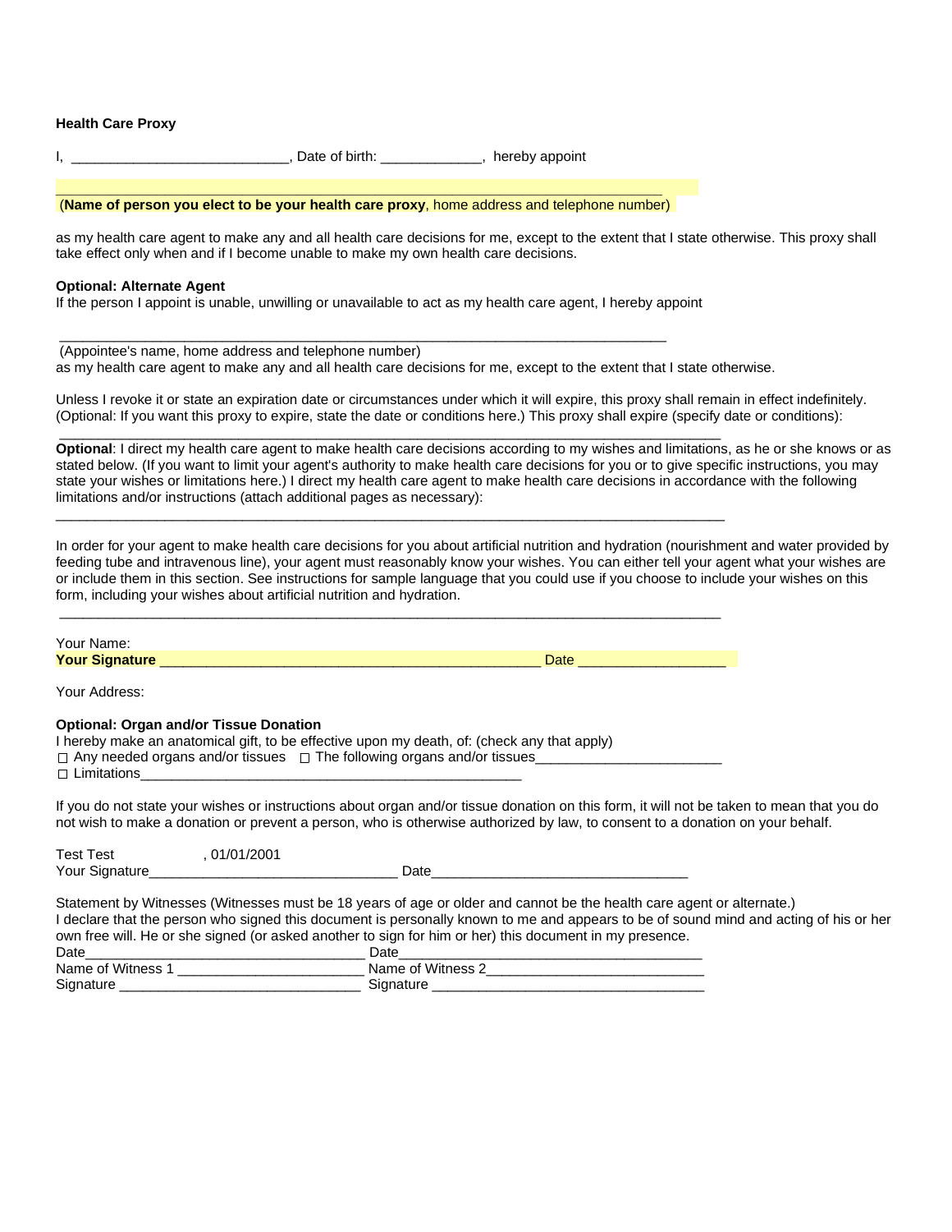**Health Care Proxy**

I, ___________________________, Date of birth: _____________, hereby appoint

______________________________________________________________________________

(**Name of person you elect to be your health care proxy**, home address and telephone number)

as my health care agent to make any and all health care decisions for me, except to the extent that I state otherwise. This proxy shall take effect only when and if I become unable to make my own health care decisions.

**Optional: Alternate Agent**

If the person I appoint is unable, unwilling or unavailable to act as my health care agent, I hereby appoint

______________________________________________________________________________

(Appointee's name, home address and telephone number)

as my health care agent to make any and all health care decisions for me, except to the extent that I state otherwise.

Unless I revoke it or state an expiration date or circumstances under which it will expire, this proxy shall remain in effect indefinitely. (Optional: If you want this proxy to expire, state the date or conditions here.) This proxy shall expire (specify date or conditions):

______________________________________________________________________________

**Optional**: I direct my health care agent to make health care decisions according to my wishes and limitations, as he or she knows or as stated below. (If you want to limit your agent's authority to make health care decisions for you or to give specific instructions, you may state your wishes or limitations here.) I direct my health care agent to make health care decisions in accordance with the following limitations and/or instructions (attach additional pages as necessary):

______________________________________________________________________________

In order for your agent to make health care decisions for you about artificial nutrition and hydration (nourishment and water provided by feeding tube and intravenous line), your agent must reasonably know your wishes. You can either tell your agent what your wishes are or include them in this section. See instructions for sample language that you could use if you choose to include your wishes on this form, including your wishes about artificial nutrition and hydration.

______________________________________________________________________________

Your Name:

**Your Signature** _______________________________________________ Date __________________

Your Address:

**Optional: Organ and/or Tissue Donation**

I hereby make an anatomical gift, to be effective upon my death, of: (check any that apply)

☐ Any needed organs and/or tissues ☐ The following organs and/or tissues_______________________

☐ Limitations_________________________________________________

If you do not state your wishes or instructions about organ and/or tissue donation on this form, it will not be taken to mean that you do not wish to make a donation or prevent a person, who is otherwise authorized by law, to consent to a donation on your behalf.

Test Test , 01/01/2001

Your Signature_______________________________ Date________________________________

Statement by Witnesses (Witnesses must be 18 years of age or older and cannot be the health care agent or alternate.)

I declare that the person who signed this document is personally known to me and appears to be of sound mind and acting of his or her own free will. He or she signed (or asked another to sign for him or her) this document in my presence.

Date___________________________________ Date_______________________________________

Name of Witness 1 _______________________ Name of Witness 2___________________________

Signature ______________________________ Signature __________________________________